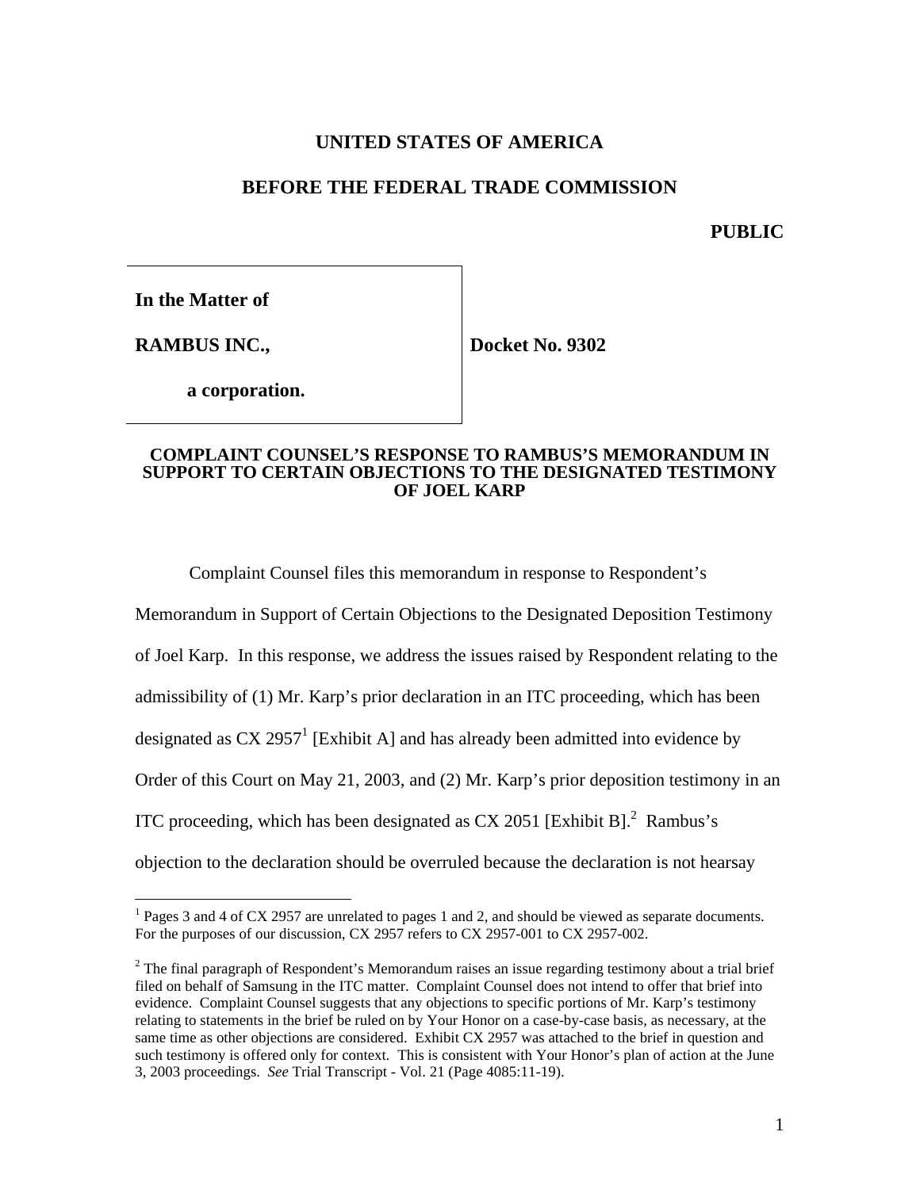**UNITED STATES OF AMERICA**

**BEFORE THE FEDERAL TRADE COMMISSION**

**PUBLIC**

| | |
|---|---|
| **In the Matter of**<br><br>**RAMBUS INC.,**<br><br>**a corporation.** | **Docket No. 9302** |

**COMPLAINT COUNSEL'S RESPONSE TO RAMBUS'S MEMORANDUM IN SUPPORT TO CERTAIN OBJECTIONS TO THE DESIGNATED TESTIMONY OF JOEL KARP**

Complaint Counsel files this memorandum in response to Respondent's Memorandum in Support of Certain Objections to the Designated Deposition Testimony of Joel Karp. In this response, we address the issues raised by Respondent relating to the admissibility of (1) Mr. Karp's prior declaration in an ITC proceeding, which has been designated as CX 2957[1] [Exhibit A] and has already been admitted into evidence by Order of this Court on May 21, 2003, and (2) Mr. Karp's prior deposition testimony in an ITC proceeding, which has been designated as CX 2051 [Exhibit B].[2] Rambus's objection to the declaration should be overruled because the declaration is not hearsay

[1] Pages 3 and 4 of CX 2957 are unrelated to pages 1 and 2, and should be viewed as separate documents. For the purposes of our discussion, CX 2957 refers to CX 2957-001 to CX 2957-002.

[2] The final paragraph of Respondent's Memorandum raises an issue regarding testimony about a trial brief filed on behalf of Samsung in the ITC matter. Complaint Counsel does not intend to offer that brief into evidence. Complaint Counsel suggests that any objections to specific portions of Mr. Karp's testimony relating to statements in the brief be ruled on by Your Honor on a case-by-case basis, as necessary, at the same time as other objections are considered. Exhibit CX 2957 was attached to the brief in question and such testimony is offered only for context. This is consistent with Your Honor's plan of action at the June 3, 2003 proceedings. *See* Trial Transcript - Vol. 21 (Page 4085:11-19).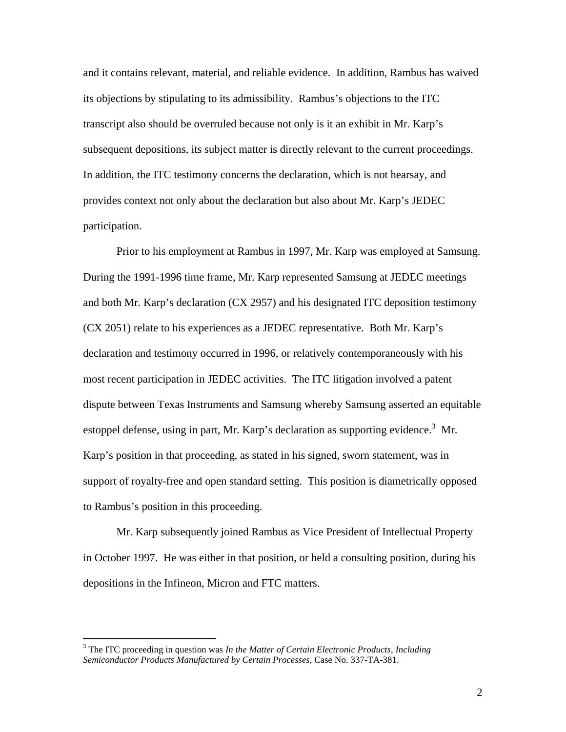and it contains relevant, material, and reliable evidence. In addition, Rambus has waived its objections by stipulating to its admissibility. Rambus's objections to the ITC transcript also should be overruled because not only is it an exhibit in Mr. Karp's subsequent depositions, its subject matter is directly relevant to the current proceedings. In addition, the ITC testimony concerns the declaration, which is not hearsay, and provides context not only about the declaration but also about Mr. Karp's JEDEC participation.

Prior to his employment at Rambus in 1997, Mr. Karp was employed at Samsung. During the 1991-1996 time frame, Mr. Karp represented Samsung at JEDEC meetings and both Mr. Karp's declaration (CX 2957) and his designated ITC deposition testimony (CX 2051) relate to his experiences as a JEDEC representative. Both Mr. Karp's declaration and testimony occurred in 1996, or relatively contemporaneously with his most recent participation in JEDEC activities. The ITC litigation involved a patent dispute between Texas Instruments and Samsung whereby Samsung asserted an equitable estoppel defense, using in part, Mr. Karp's declaration as supporting evidence.[3] Mr. Karp's position in that proceeding, as stated in his signed, sworn statement, was in support of royalty-free and open standard setting. This position is diametrically opposed to Rambus's position in this proceeding.

Mr. Karp subsequently joined Rambus as Vice President of Intellectual Property in October 1997. He was either in that position, or held a consulting position, during his depositions in the Infineon, Micron and FTC matters.

---

[3] The ITC proceeding in question was *In the Matter of Certain Electronic Products, Including Semiconductor Products Manufactured by Certain Processes*, Case No. 337-TA-381.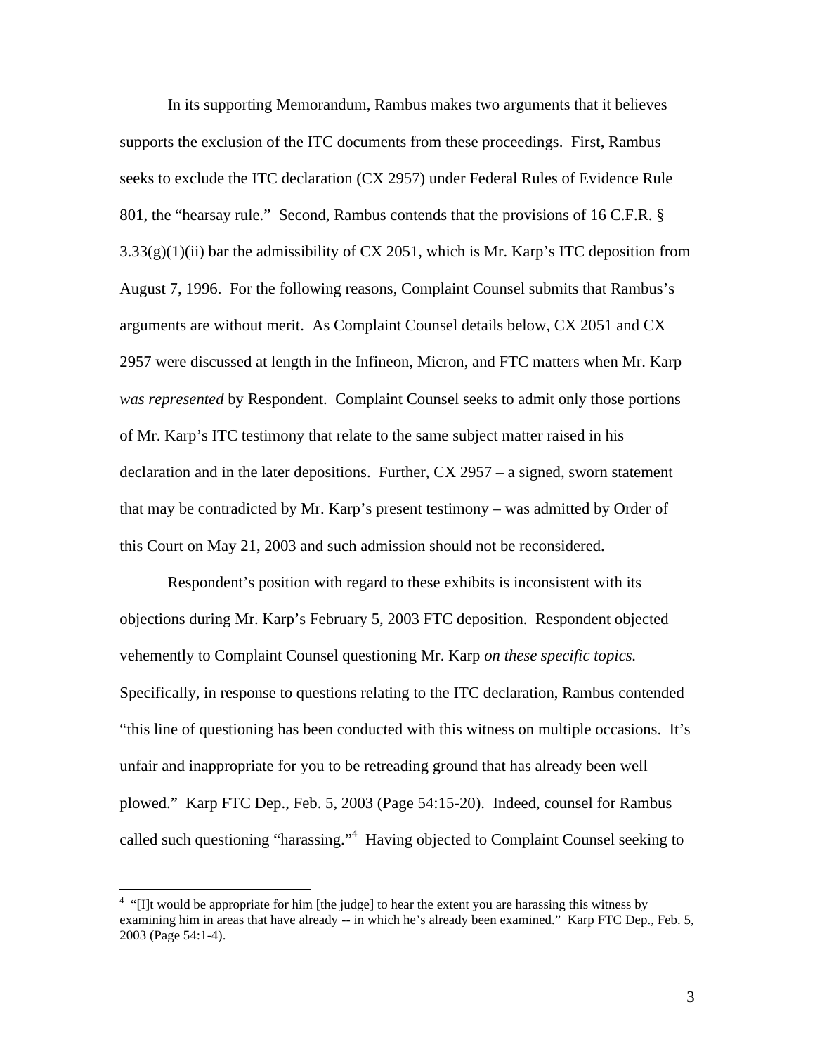In its supporting Memorandum, Rambus makes two arguments that it believes supports the exclusion of the ITC documents from these proceedings. First, Rambus seeks to exclude the ITC declaration (CX 2957) under Federal Rules of Evidence Rule 801, the "hearsay rule." Second, Rambus contends that the provisions of 16 C.F.R. § 3.33(g)(1)(ii) bar the admissibility of CX 2051, which is Mr. Karp's ITC deposition from August 7, 1996. For the following reasons, Complaint Counsel submits that Rambus's arguments are without merit. As Complaint Counsel details below, CX 2051 and CX 2957 were discussed at length in the Infineon, Micron, and FTC matters when Mr. Karp *was represented* by Respondent. Complaint Counsel seeks to admit only those portions of Mr. Karp's ITC testimony that relate to the same subject matter raised in his declaration and in the later depositions. Further, CX 2957 – a signed, sworn statement that may be contradicted by Mr. Karp's present testimony – was admitted by Order of this Court on May 21, 2003 and such admission should not be reconsidered.

Respondent's position with regard to these exhibits is inconsistent with its objections during Mr. Karp's February 5, 2003 FTC deposition. Respondent objected vehemently to Complaint Counsel questioning Mr. Karp *on these specific topics.* Specifically, in response to questions relating to the ITC declaration, Rambus contended "this line of questioning has been conducted with this witness on multiple occasions. It's unfair and inappropriate for you to be retreading ground that has already been well plowed." Karp FTC Dep., Feb. 5, 2003 (Page 54:15-20). Indeed, counsel for Rambus called such questioning "harassing."[4] Having objected to Complaint Counsel seeking to

[4] "[I]t would be appropriate for him [the judge] to hear the extent you are harassing this witness by examining him in areas that have already -- in which he's already been examined." Karp FTC Dep., Feb. 5, 2003 (Page 54:1-4).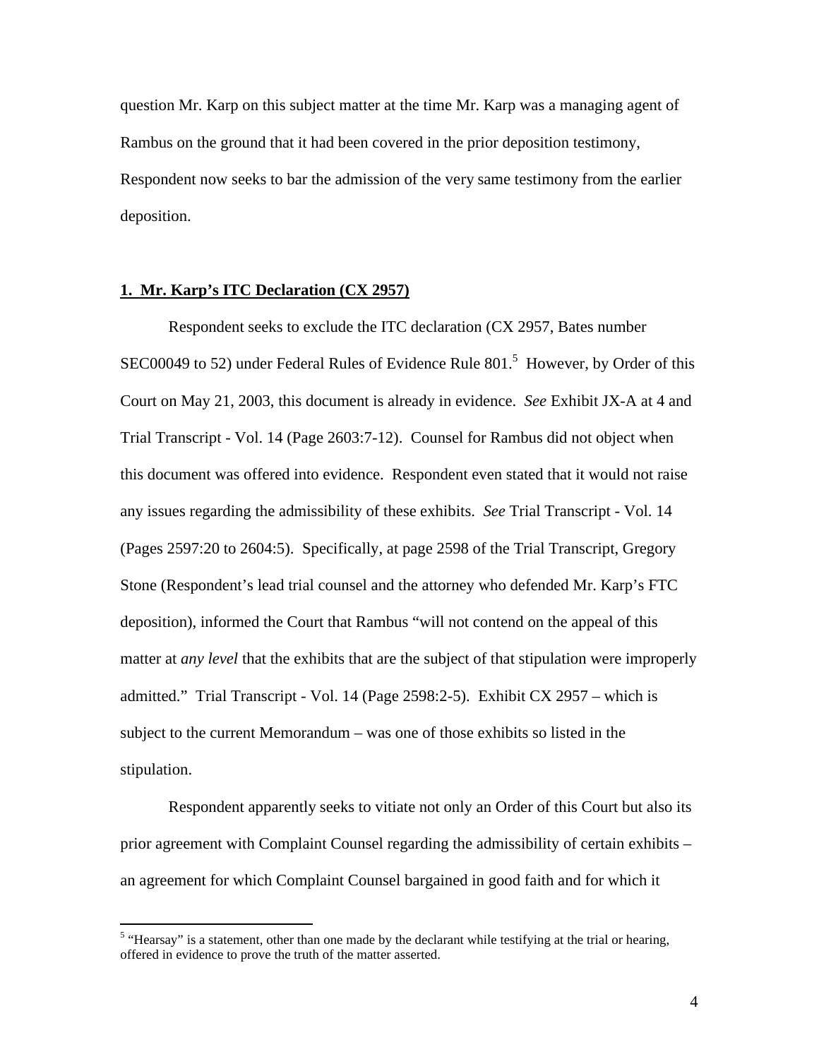question Mr. Karp on this subject matter at the time Mr. Karp was a managing agent of Rambus on the ground that it had been covered in the prior deposition testimony, Respondent now seeks to bar the admission of the very same testimony from the earlier deposition.

**1. Mr. Karp's ITC Declaration (CX 2957)**

Respondent seeks to exclude the ITC declaration (CX 2957, Bates number SEC00049 to 52) under Federal Rules of Evidence Rule 801.[5] However, by Order of this Court on May 21, 2003, this document is already in evidence. *See* Exhibit JX-A at 4 and Trial Transcript - Vol. 14 (Page 2603:7-12). Counsel for Rambus did not object when this document was offered into evidence. Respondent even stated that it would not raise any issues regarding the admissibility of these exhibits. *See* Trial Transcript - Vol. 14 (Pages 2597:20 to 2604:5). Specifically, at page 2598 of the Trial Transcript, Gregory Stone (Respondent's lead trial counsel and the attorney who defended Mr. Karp's FTC deposition), informed the Court that Rambus "will not contend on the appeal of this matter at *any level* that the exhibits that are the subject of that stipulation were improperly admitted." Trial Transcript - Vol. 14 (Page 2598:2-5). Exhibit CX 2957 – which is subject to the current Memorandum – was one of those exhibits so listed in the stipulation.

Respondent apparently seeks to vitiate not only an Order of this Court but also its prior agreement with Complaint Counsel regarding the admissibility of certain exhibits – an agreement for which Complaint Counsel bargained in good faith and for which it

[5] "Hearsay" is a statement, other than one made by the declarant while testifying at the trial or hearing, offered in evidence to prove the truth of the matter asserted.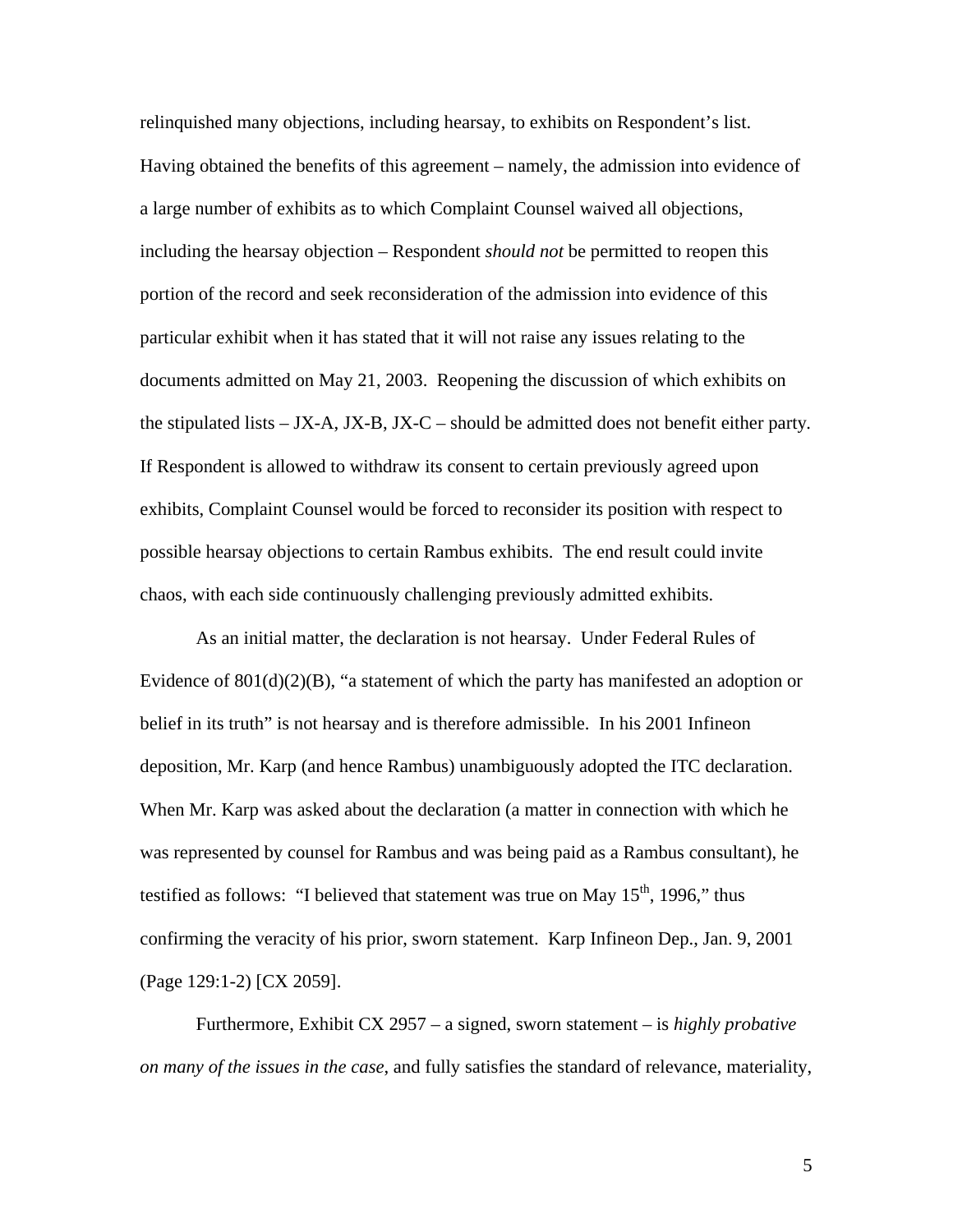relinquished many objections, including hearsay, to exhibits on Respondent's list. Having obtained the benefits of this agreement – namely, the admission into evidence of a large number of exhibits as to which Complaint Counsel waived all objections, including the hearsay objection – Respondent *should not* be permitted to reopen this portion of the record and seek reconsideration of the admission into evidence of this particular exhibit when it has stated that it will not raise any issues relating to the documents admitted on May 21, 2003. Reopening the discussion of which exhibits on the stipulated lists – JX-A, JX-B, JX-C – should be admitted does not benefit either party. If Respondent is allowed to withdraw its consent to certain previously agreed upon exhibits, Complaint Counsel would be forced to reconsider its position with respect to possible hearsay objections to certain Rambus exhibits. The end result could invite chaos, with each side continuously challenging previously admitted exhibits.

As an initial matter, the declaration is not hearsay. Under Federal Rules of Evidence of 801(d)(2)(B), "a statement of which the party has manifested an adoption or belief in its truth" is not hearsay and is therefore admissible. In his 2001 Infineon deposition, Mr. Karp (and hence Rambus) unambiguously adopted the ITC declaration. When Mr. Karp was asked about the declaration (a matter in connection with which he was represented by counsel for Rambus and was being paid as a Rambus consultant), he testified as follows: "I believed that statement was true on May 15th, 1996," thus confirming the veracity of his prior, sworn statement. Karp Infineon Dep., Jan. 9, 2001 (Page 129:1-2) [CX 2059].

Furthermore, Exhibit CX 2957 – a signed, sworn statement – is *highly probative on many of the issues in the case*, and fully satisfies the standard of relevance, materiality,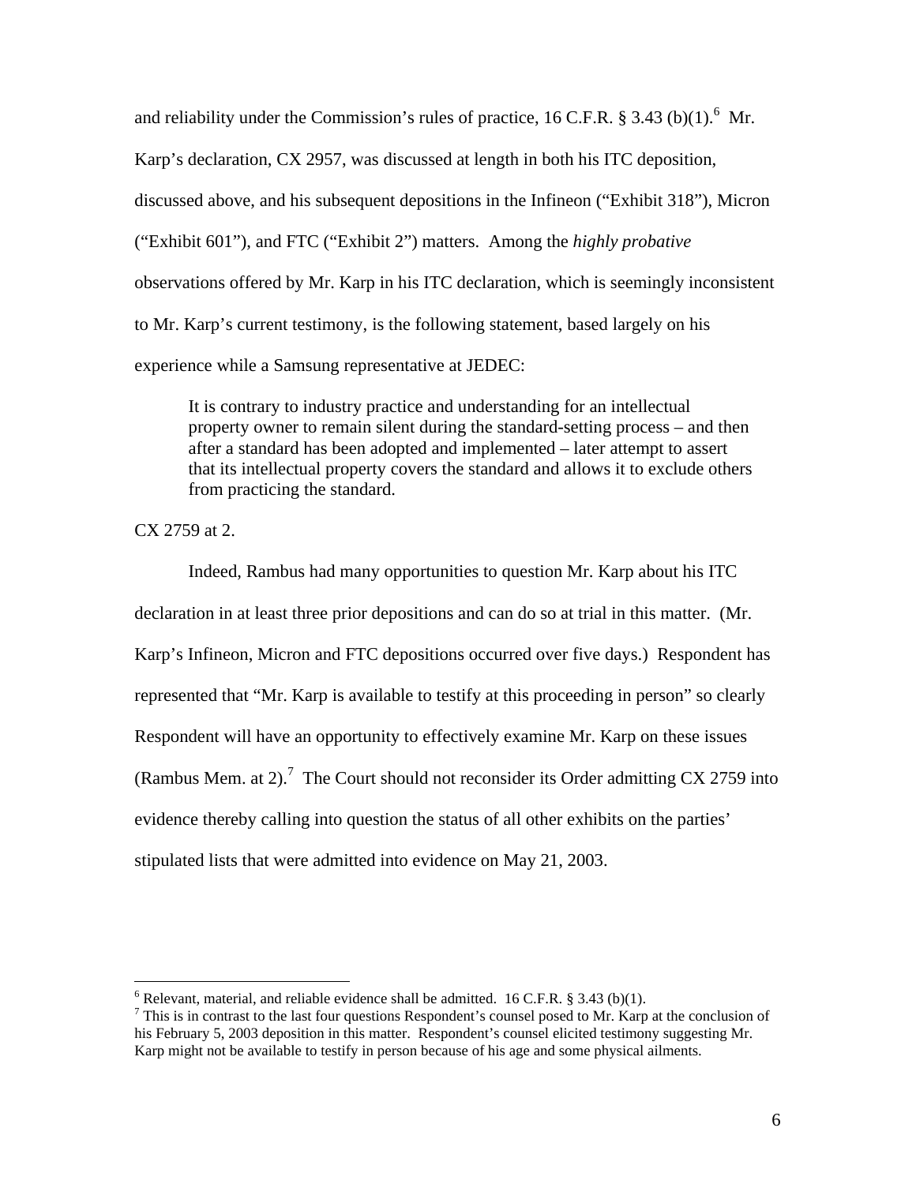and reliability under the Commission's rules of practice, 16 C.F.R. § 3.43 (b)(1).[6] Mr. Karp's declaration, CX 2957, was discussed at length in both his ITC deposition, discussed above, and his subsequent depositions in the Infineon ("Exhibit 318"), Micron ("Exhibit 601"), and FTC ("Exhibit 2") matters. Among the *highly probative* observations offered by Mr. Karp in his ITC declaration, which is seemingly inconsistent to Mr. Karp's current testimony, is the following statement, based largely on his experience while a Samsung representative at JEDEC:

> It is contrary to industry practice and understanding for an intellectual property owner to remain silent during the standard-setting process – and then after a standard has been adopted and implemented – later attempt to assert that its intellectual property covers the standard and allows it to exclude others from practicing the standard.

CX 2759 at 2.

Indeed, Rambus had many opportunities to question Mr. Karp about his ITC declaration in at least three prior depositions and can do so at trial in this matter. (Mr. Karp's Infineon, Micron and FTC depositions occurred over five days.) Respondent has represented that "Mr. Karp is available to testify at this proceeding in person" so clearly Respondent will have an opportunity to effectively examine Mr. Karp on these issues (Rambus Mem. at 2).[7] The Court should not reconsider its Order admitting CX 2759 into evidence thereby calling into question the status of all other exhibits on the parties' stipulated lists that were admitted into evidence on May 21, 2003.

---

[6] Relevant, material, and reliable evidence shall be admitted. 16 C.F.R. § 3.43 (b)(1).

[7] This is in contrast to the last four questions Respondent's counsel posed to Mr. Karp at the conclusion of his February 5, 2003 deposition in this matter. Respondent's counsel elicited testimony suggesting Mr. Karp might not be available to testify in person because of his age and some physical ailments.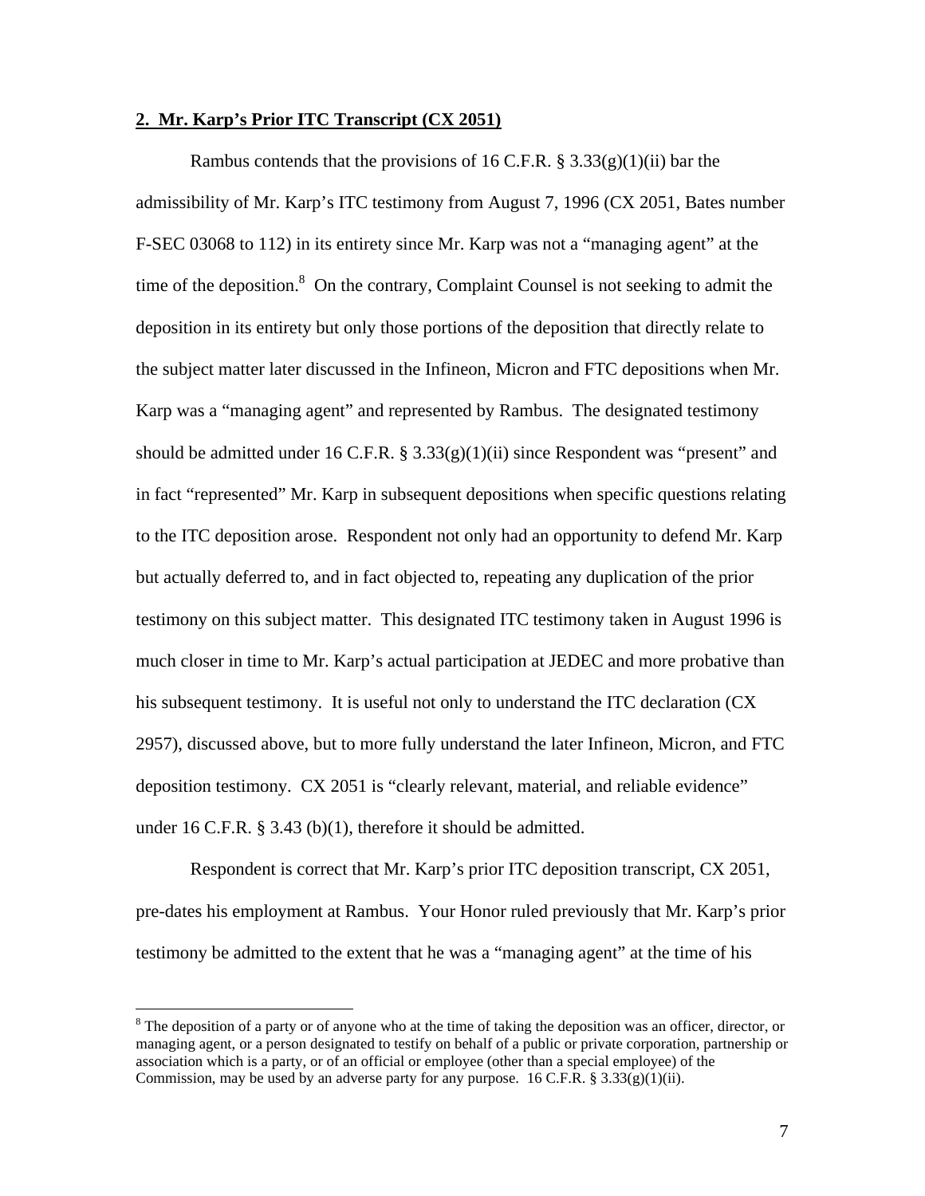**2. Mr. Karp's Prior ITC Transcript (CX 2051)**

Rambus contends that the provisions of 16 C.F.R. § 3.33(g)(1)(ii) bar the admissibility of Mr. Karp's ITC testimony from August 7, 1996 (CX 2051, Bates number F-SEC 03068 to 112) in its entirety since Mr. Karp was not a "managing agent" at the time of the deposition.[8] On the contrary, Complaint Counsel is not seeking to admit the deposition in its entirety but only those portions of the deposition that directly relate to the subject matter later discussed in the Infineon, Micron and FTC depositions when Mr. Karp was a "managing agent" and represented by Rambus. The designated testimony should be admitted under 16 C.F.R. § 3.33(g)(1)(ii) since Respondent was "present" and in fact "represented" Mr. Karp in subsequent depositions when specific questions relating to the ITC deposition arose. Respondent not only had an opportunity to defend Mr. Karp but actually deferred to, and in fact objected to, repeating any duplication of the prior testimony on this subject matter. This designated ITC testimony taken in August 1996 is much closer in time to Mr. Karp's actual participation at JEDEC and more probative than his subsequent testimony. It is useful not only to understand the ITC declaration (CX 2957), discussed above, but to more fully understand the later Infineon, Micron, and FTC deposition testimony. CX 2051 is "clearly relevant, material, and reliable evidence" under 16 C.F.R. § 3.43 (b)(1), therefore it should be admitted.

Respondent is correct that Mr. Karp's prior ITC deposition transcript, CX 2051, pre-dates his employment at Rambus. Your Honor ruled previously that Mr. Karp's prior testimony be admitted to the extent that he was a "managing agent" at the time of his

---

[8] The deposition of a party or of anyone who at the time of taking the deposition was an officer, director, or managing agent, or a person designated to testify on behalf of a public or private corporation, partnership or association which is a party, or of an official or employee (other than a special employee) of the Commission, may be used by an adverse party for any purpose. 16 C.F.R. § 3.33(g)(1)(ii).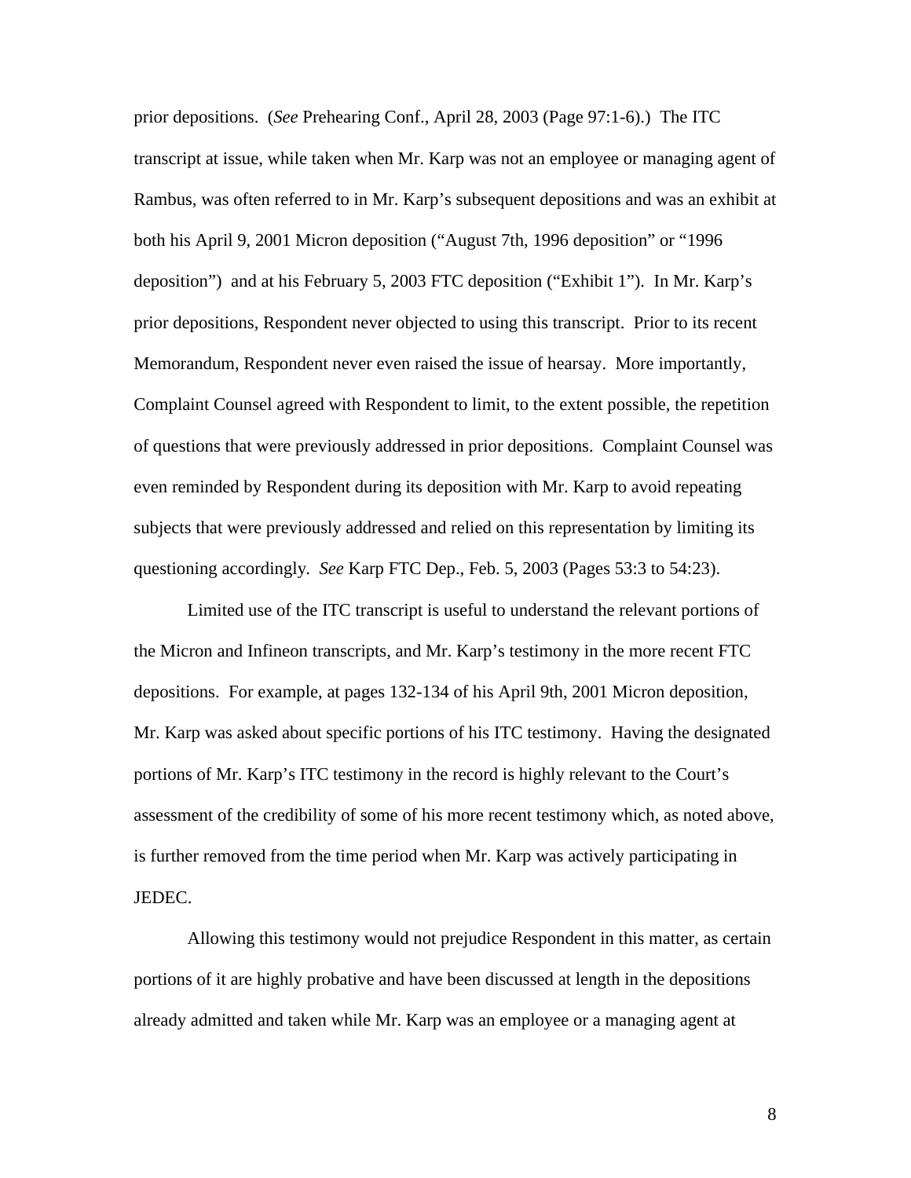prior depositions. (*See* Prehearing Conf., April 28, 2003 (Page 97:1-6).) The ITC transcript at issue, while taken when Mr. Karp was not an employee or managing agent of Rambus, was often referred to in Mr. Karp's subsequent depositions and was an exhibit at both his April 9, 2001 Micron deposition ("August 7th, 1996 deposition" or "1996 deposition") and at his February 5, 2003 FTC deposition ("Exhibit 1"). In Mr. Karp's prior depositions, Respondent never objected to using this transcript. Prior to its recent Memorandum, Respondent never even raised the issue of hearsay. More importantly, Complaint Counsel agreed with Respondent to limit, to the extent possible, the repetition of questions that were previously addressed in prior depositions. Complaint Counsel was even reminded by Respondent during its deposition with Mr. Karp to avoid repeating subjects that were previously addressed and relied on this representation by limiting its questioning accordingly. *See* Karp FTC Dep., Feb. 5, 2003 (Pages 53:3 to 54:23).

Limited use of the ITC transcript is useful to understand the relevant portions of the Micron and Infineon transcripts, and Mr. Karp's testimony in the more recent FTC depositions. For example, at pages 132-134 of his April 9th, 2001 Micron deposition, Mr. Karp was asked about specific portions of his ITC testimony. Having the designated portions of Mr. Karp's ITC testimony in the record is highly relevant to the Court's assessment of the credibility of some of his more recent testimony which, as noted above, is further removed from the time period when Mr. Karp was actively participating in JEDEC.

Allowing this testimony would not prejudice Respondent in this matter, as certain portions of it are highly probative and have been discussed at length in the depositions already admitted and taken while Mr. Karp was an employee or a managing agent at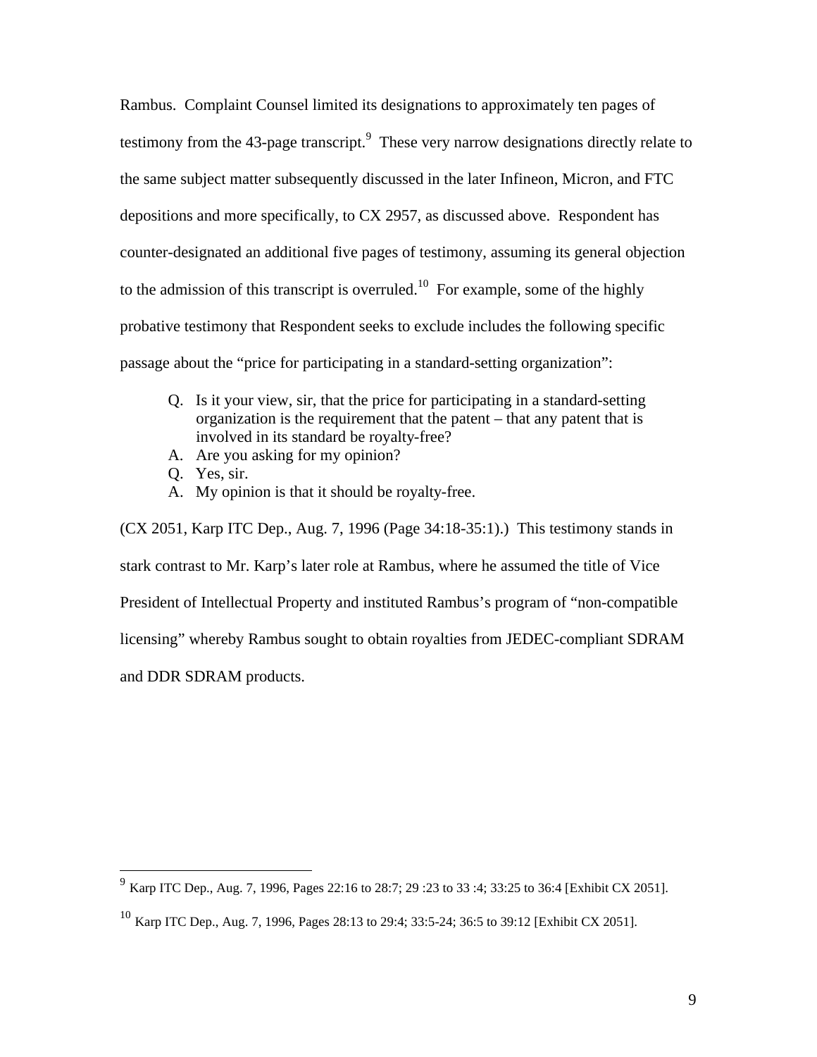Rambus. Complaint Counsel limited its designations to approximately ten pages of testimony from the 43-page transcript.[9] These very narrow designations directly relate to the same subject matter subsequently discussed in the later Infineon, Micron, and FTC depositions and more specifically, to CX 2957, as discussed above. Respondent has counter-designated an additional five pages of testimony, assuming its general objection to the admission of this transcript is overruled.[10] For example, some of the highly probative testimony that Respondent seeks to exclude includes the following specific passage about the "price for participating in a standard-setting organization":

> Q. Is it your view, sir, that the price for participating in a standard-setting organization is the requirement that the patent – that any patent that is involved in its standard be royalty-free?
>
> A. Are you asking for my opinion?
>
> Q. Yes, sir.
>
> A. My opinion is that it should be royalty-free.

(CX 2051, Karp ITC Dep., Aug. 7, 1996 (Page 34:18-35:1).) This testimony stands in stark contrast to Mr. Karp's later role at Rambus, where he assumed the title of Vice President of Intellectual Property and instituted Rambus's program of "non-compatible licensing" whereby Rambus sought to obtain royalties from JEDEC-compliant SDRAM and DDR SDRAM products.

---

[9] Karp ITC Dep., Aug. 7, 1996, Pages 22:16 to 28:7; 29 :23 to 33 :4; 33:25 to 36:4 [Exhibit CX 2051].

[10] Karp ITC Dep., Aug. 7, 1996, Pages 28:13 to 29:4; 33:5-24; 36:5 to 39:12 [Exhibit CX 2051].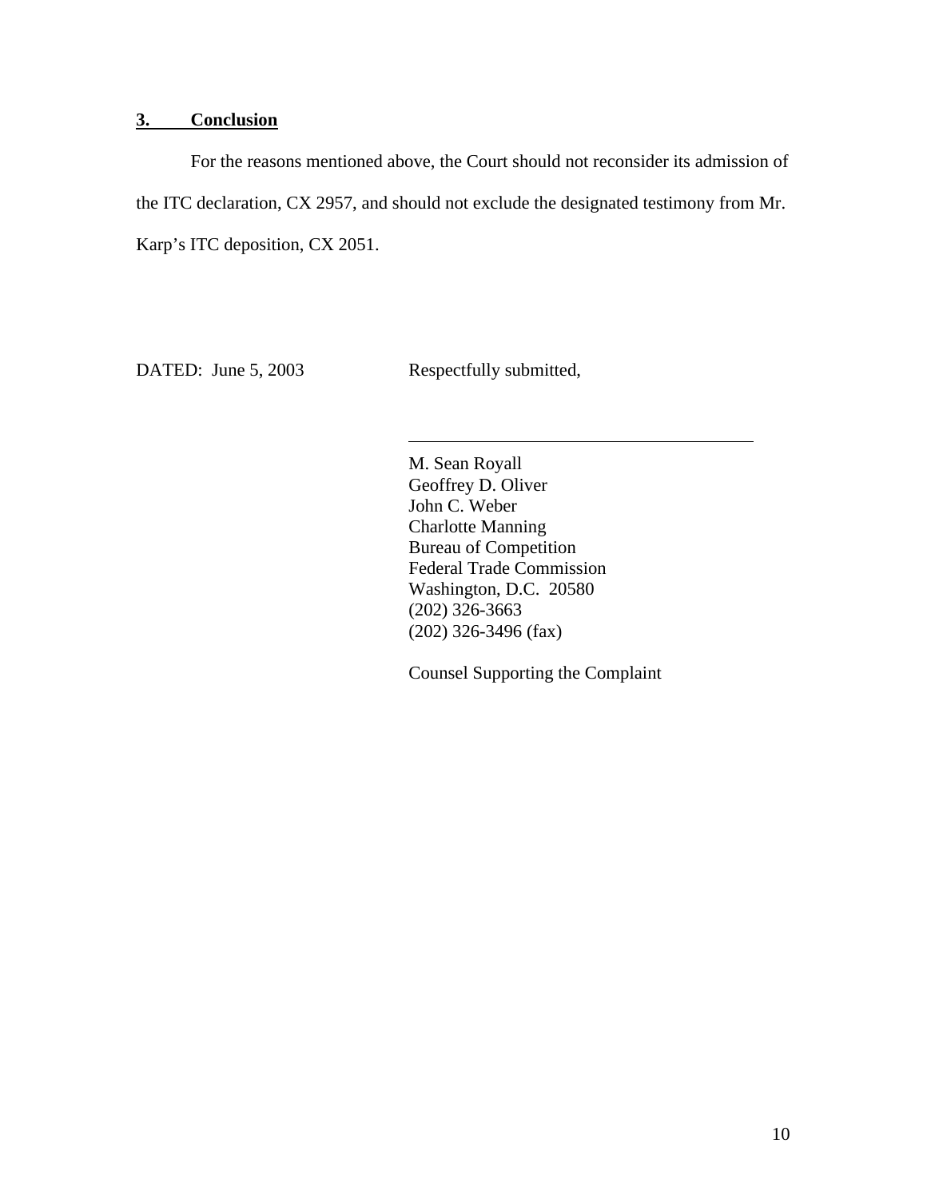### **3. Conclusion**

For the reasons mentioned above, the Court should not reconsider its admission of the ITC declaration, CX 2957, and should not exclude the designated testimony from Mr. Karp's ITC deposition, CX 2051.

DATED: June 5, 2003

Respectfully submitted,

\_\_\_\_\_\_\_\_\_\_\_\_\_\_\_\_\_\_\_\_\_\_\_\_\_\_\_\_\_\_\_\_\_\_\_\_\_\_\_\_

M. Sean Royall
Geoffrey D. Oliver
John C. Weber
Charlotte Manning
Bureau of Competition
Federal Trade Commission
Washington, D.C. 20580
(202) 326-3663
(202) 326-3496 (fax)

Counsel Supporting the Complaint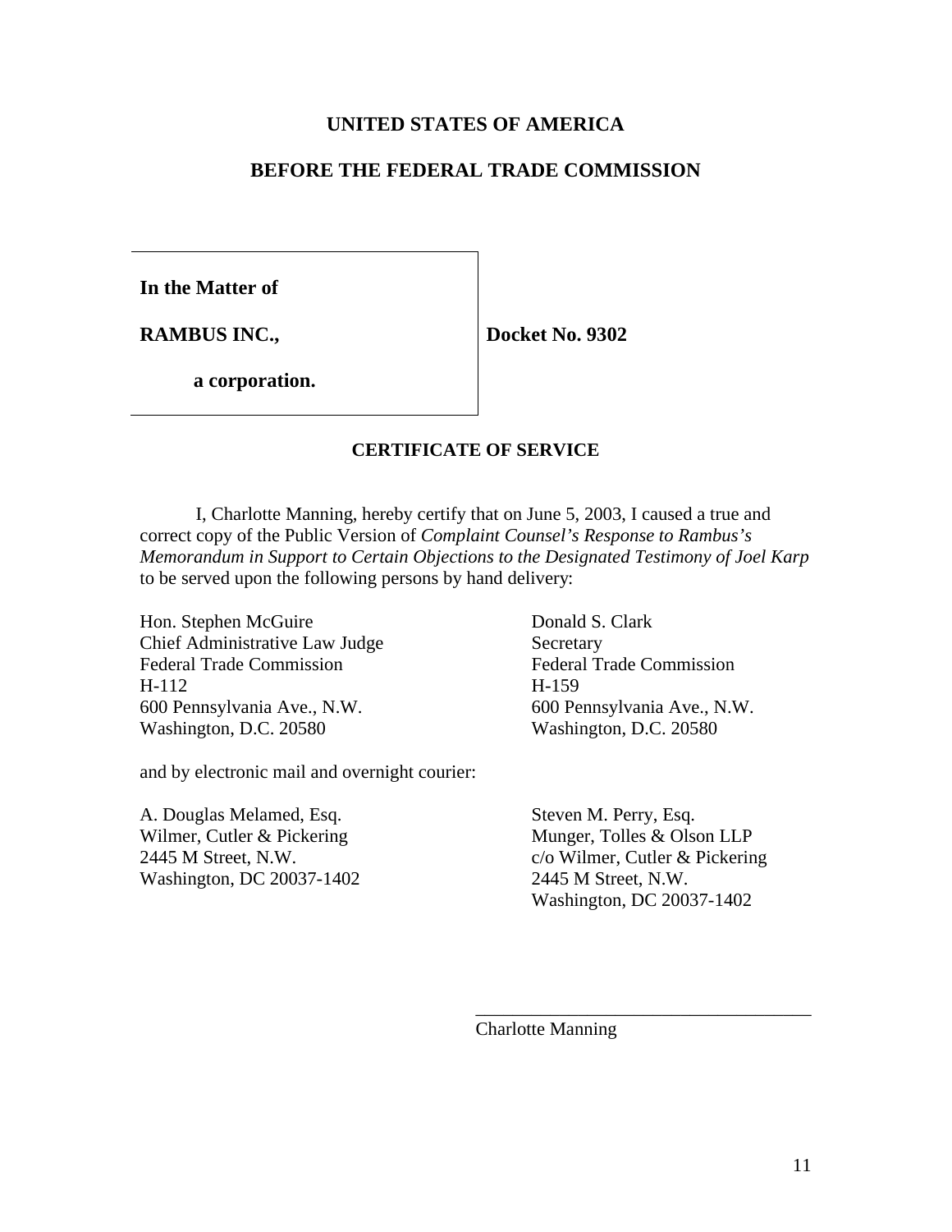**UNITED STATES OF AMERICA**

**BEFORE THE FEDERAL TRADE COMMISSION**

| | |
|---|---|
| **In the Matter of**<br><br>**RAMBUS INC.,**<br><br>**a corporation.** | **Docket No. 9302** |

**CERTIFICATE OF SERVICE**

I, Charlotte Manning, hereby certify that on June 5, 2003, I caused a true and correct copy of the Public Version of *Complaint Counsel's Response to Rambus's Memorandum in Support to Certain Objections to the Designated Testimony of Joel Karp* to be served upon the following persons by hand delivery:

Hon. Stephen McGuire
Chief Administrative Law Judge
Federal Trade Commission
H-112
600 Pennsylvania Ave., N.W.
Washington, D.C. 20580

Donald S. Clark
Secretary
Federal Trade Commission
H-159
600 Pennsylvania Ave., N.W.
Washington, D.C. 20580

and by electronic mail and overnight courier:

A. Douglas Melamed, Esq.
Wilmer, Cutler & Pickering
2445 M Street, N.W.
Washington, DC 20037-1402

Steven M. Perry, Esq.
Munger, Tolles & Olson LLP
c/o Wilmer, Cutler & Pickering
2445 M Street, N.W.
Washington, DC 20037-1402

\_\_\_\_\_\_\_\_\_\_\_\_\_\_\_\_\_\_\_\_\_\_\_\_\_\_\_\_\_\_\_\_\_\_\_\_
Charlotte Manning